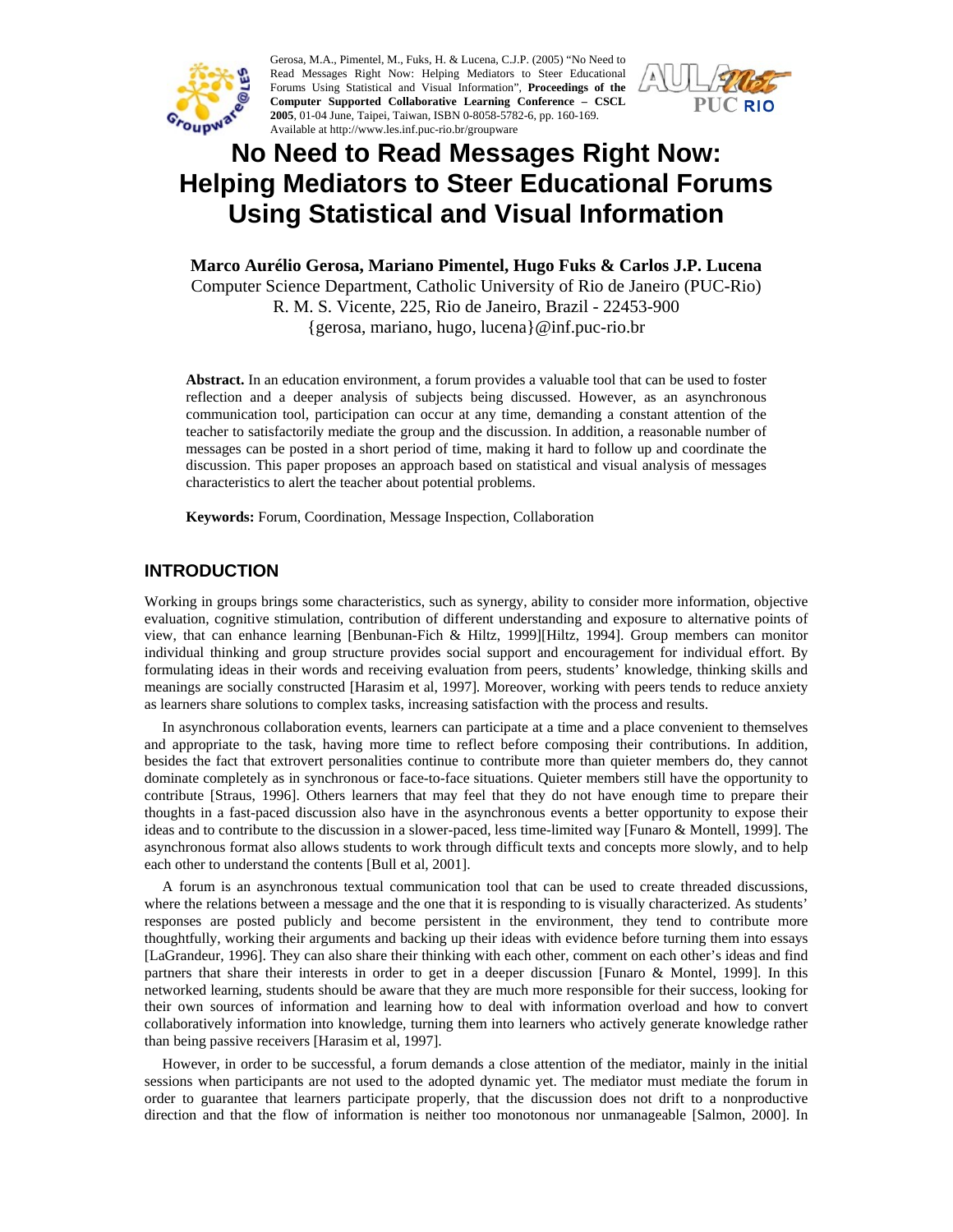Gerosa, M.A., Pimentel, M., Fuks, H. & Lucena, C.J.P. (2005) "No Need to Read Messages Right Now: Helping Mediators to Steer Educational Forums Using Statistical and Visual Information", **Proceedings of the Computer Supported Collaborative Learning Conference – CSCL 2005**, 01-04 June, Taipei, Taiwan, ISBN 0-8058-5782-6, pp. 160-169. Available at http://www.les.inf.puc-rio.br/groupware

# No Need to Read Messages Right Now: Helping Mediators to Steer Educational Forums Using Statistical and Visual Information

**Marco Aurélio Gerosa, Mariano Pimentel, Hugo Fuks & Carlos J.P. Lucena**
Computer Science Department, Catholic University of Rio de Janeiro (PUC-Rio)
R. M. S. Vicente, 225, Rio de Janeiro, Brazil - 22453-900
{gerosa, mariano, hugo, lucena}@inf.puc-rio.br

**Abstract.** In an education environment, a forum provides a valuable tool that can be used to foster reflection and a deeper analysis of subjects being discussed. However, as an asynchronous communication tool, participation can occur at any time, demanding a constant attention of the teacher to satisfactorily mediate the group and the discussion. In addition, a reasonable number of messages can be posted in a short period of time, making it hard to follow up and coordinate the discussion. This paper proposes an approach based on statistical and visual analysis of messages characteristics to alert the teacher about potential problems.

**Keywords:** Forum, Coordination, Message Inspection, Collaboration

## INTRODUCTION

Working in groups brings some characteristics, such as synergy, ability to consider more information, objective evaluation, cognitive stimulation, contribution of different understanding and exposure to alternative points of view, that can enhance learning [Benbunan-Fich & Hiltz, 1999][Hiltz, 1994]. Group members can monitor individual thinking and group structure provides social support and encouragement for individual effort. By formulating ideas in their words and receiving evaluation from peers, students' knowledge, thinking skills and meanings are socially constructed [Harasim et al, 1997]. Moreover, working with peers tends to reduce anxiety as learners share solutions to complex tasks, increasing satisfaction with the process and results.

In asynchronous collaboration events, learners can participate at a time and a place convenient to themselves and appropriate to the task, having more time to reflect before composing their contributions. In addition, besides the fact that extrovert personalities continue to contribute more than quieter members do, they cannot dominate completely as in synchronous or face-to-face situations. Quieter members still have the opportunity to contribute [Straus, 1996]. Others learners that may feel that they do not have enough time to prepare their thoughts in a fast-paced discussion also have in the asynchronous events a better opportunity to expose their ideas and to contribute to the discussion in a slower-paced, less time-limited way [Funaro & Montell, 1999]. The asynchronous format also allows students to work through difficult texts and concepts more slowly, and to help each other to understand the contents [Bull et al, 2001].

A forum is an asynchronous textual communication tool that can be used to create threaded discussions, where the relations between a message and the one that it is responding to is visually characterized. As students' responses are posted publicly and become persistent in the environment, they tend to contribute more thoughtfully, working their arguments and backing up their ideas with evidence before turning them into essays [LaGrandeur, 1996]. They can also share their thinking with each other, comment on each other's ideas and find partners that share their interests in order to get in a deeper discussion [Funaro & Montel, 1999]. In this networked learning, students should be aware that they are much more responsible for their success, looking for their own sources of information and learning how to deal with information overload and how to convert collaboratively information into knowledge, turning them into learners who actively generate knowledge rather than being passive receivers [Harasim et al, 1997].

However, in order to be successful, a forum demands a close attention of the mediator, mainly in the initial sessions when participants are not used to the adopted dynamic yet. The mediator must mediate the forum in order to guarantee that learners participate properly, that the discussion does not drift to a nonproductive direction and that the flow of information is neither too monotonous nor unmanageable [Salmon, 2000]. In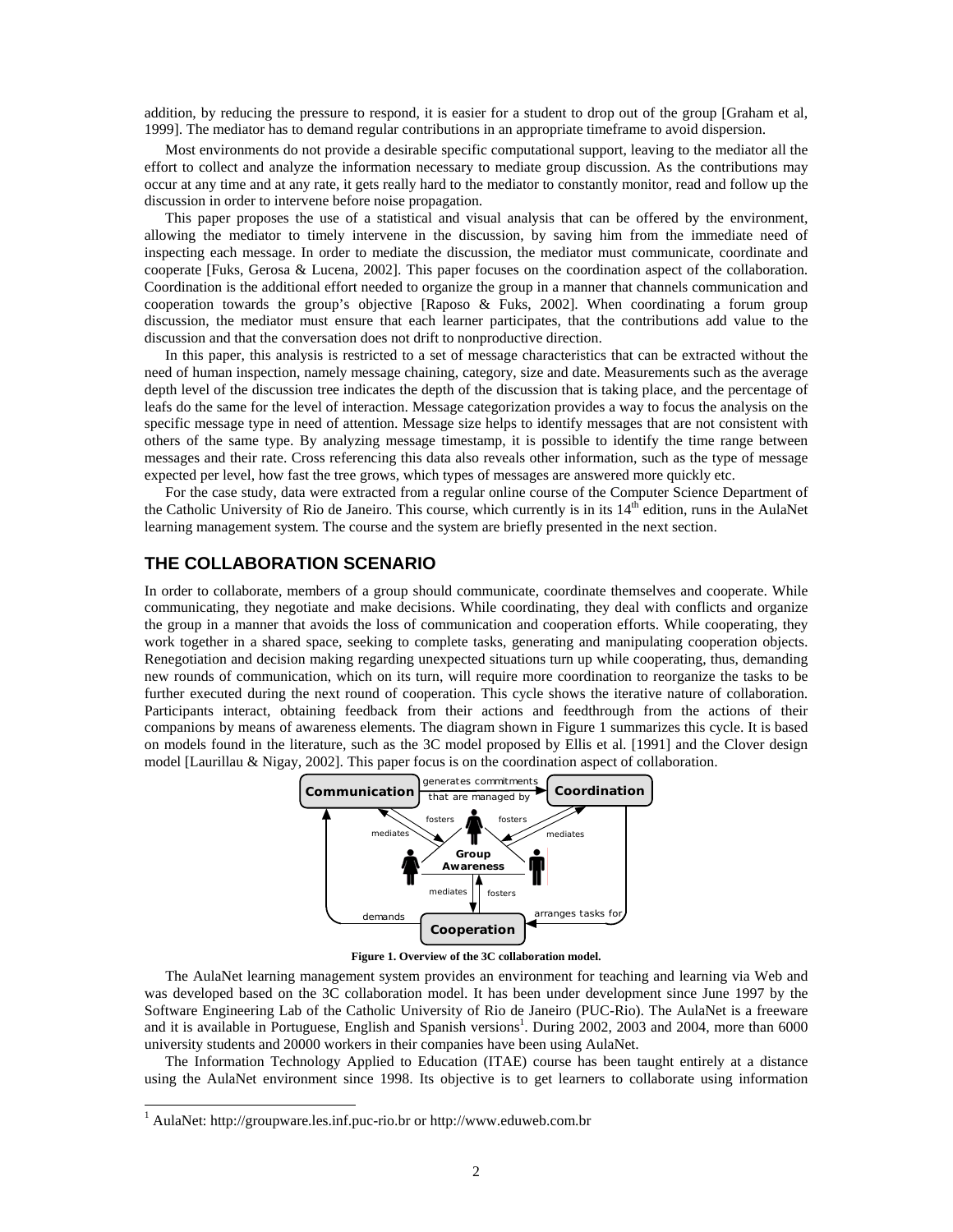addition, by reducing the pressure to respond, it is easier for a student to drop out of the group [Graham et al, 1999]. The mediator has to demand regular contributions in an appropriate timeframe to avoid dispersion.

Most environments do not provide a desirable specific computational support, leaving to the mediator all the effort to collect and analyze the information necessary to mediate group discussion. As the contributions may occur at any time and at any rate, it gets really hard to the mediator to constantly monitor, read and follow up the discussion in order to intervene before noise propagation.

This paper proposes the use of a statistical and visual analysis that can be offered by the environment, allowing the mediator to timely intervene in the discussion, by saving him from the immediate need of inspecting each message. In order to mediate the discussion, the mediator must communicate, coordinate and cooperate [Fuks, Gerosa & Lucena, 2002]. This paper focuses on the coordination aspect of the collaboration. Coordination is the additional effort needed to organize the group in a manner that channels communication and cooperation towards the group's objective [Raposo & Fuks, 2002]. When coordinating a forum group discussion, the mediator must ensure that each learner participates, that the contributions add value to the discussion and that the conversation does not drift to nonproductive direction.

In this paper, this analysis is restricted to a set of message characteristics that can be extracted without the need of human inspection, namely message chaining, category, size and date. Measurements such as the average depth level of the discussion tree indicates the depth of the discussion that is taking place, and the percentage of leafs do the same for the level of interaction. Message categorization provides a way to focus the analysis on the specific message type in need of attention. Message size helps to identify messages that are not consistent with others of the same type. By analyzing message timestamp, it is possible to identify the time range between messages and their rate. Cross referencing this data also reveals other information, such as the type of message expected per level, how fast the tree grows, which types of messages are answered more quickly etc.

For the case study, data were extracted from a regular online course of the Computer Science Department of the Catholic University of Rio de Janeiro. This course, which currently is in its 14th edition, runs in the AulaNet learning management system. The course and the system are briefly presented in the next section.

## THE COLLABORATION SCENARIO

In order to collaborate, members of a group should communicate, coordinate themselves and cooperate. While communicating, they negotiate and make decisions. While coordinating, they deal with conflicts and organize the group in a manner that avoids the loss of communication and cooperation efforts. While cooperating, they work together in a shared space, seeking to complete tasks, generating and manipulating cooperation objects. Renegotiation and decision making regarding unexpected situations turn up while cooperating, thus, demanding new rounds of communication, which on its turn, will require more coordination to reorganize the tasks to be further executed during the next round of cooperation. This cycle shows the iterative nature of collaboration. Participants interact, obtaining feedback from their actions and feedthrough from the actions of their companions by means of awareness elements. The diagram shown in Figure 1 summarizes this cycle. It is based on models found in the literature, such as the 3C model proposed by Ellis et al. [1991] and the Clover design model [Laurillau & Nigay, 2002]. This paper focus is on the coordination aspect of collaboration.

**Figure 1. Overview of the 3C collaboration model.**

The AulaNet learning management system provides an environment for teaching and learning via Web and was developed based on the 3C collaboration model. It has been under development since June 1997 by the Software Engineering Lab of the Catholic University of Rio de Janeiro (PUC-Rio). The AulaNet is a freeware and it is available in Portuguese, English and Spanish versions[1]. During 2002, 2003 and 2004, more than 6000 university students and 20000 workers in their companies have been using AulaNet.

The Information Technology Applied to Education (ITAE) course has been taught entirely at a distance using the AulaNet environment since 1998. Its objective is to get learners to collaborate using information

[1] AulaNet: http://groupware.les.inf.puc-rio.br or http://www.eduweb.com.br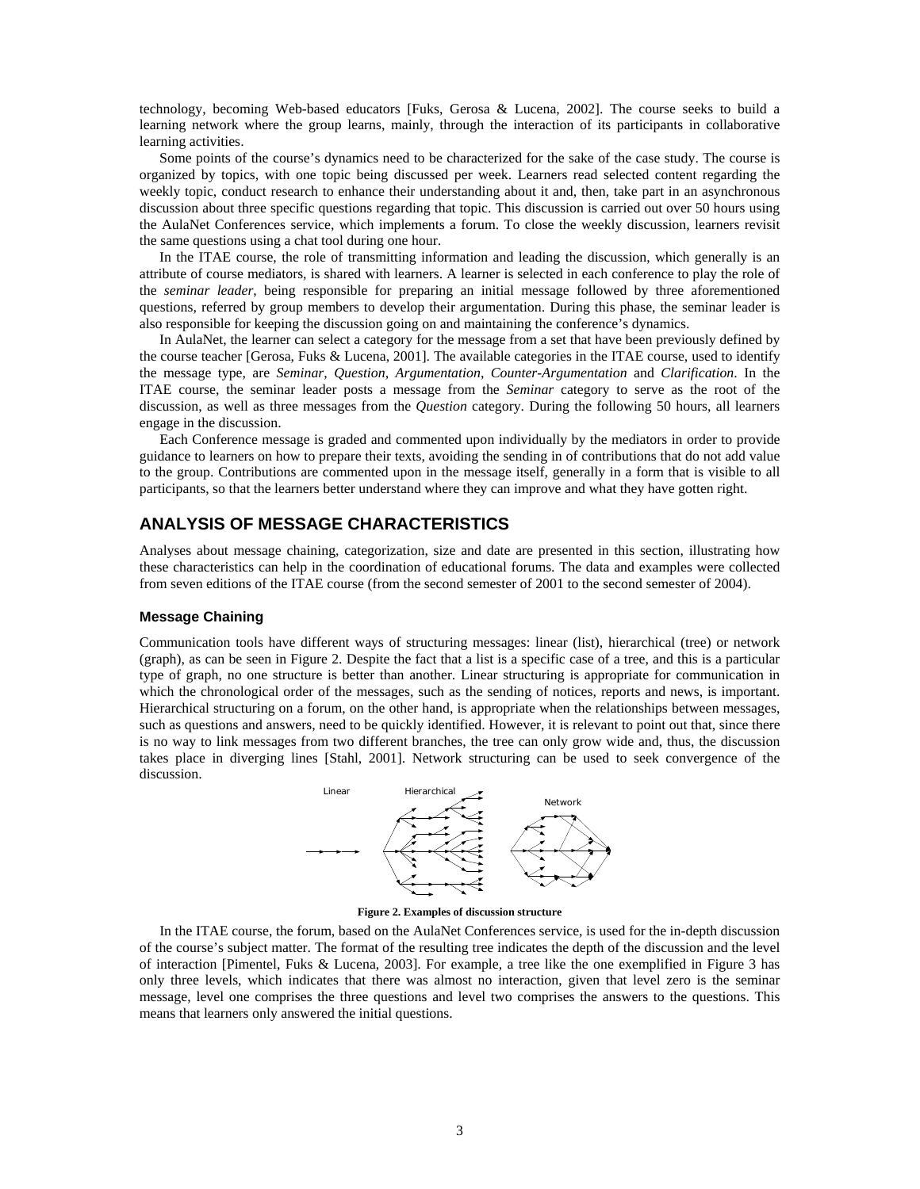technology, becoming Web-based educators [Fuks, Gerosa & Lucena, 2002]. The course seeks to build a learning network where the group learns, mainly, through the interaction of its participants in collaborative learning activities.

Some points of the course's dynamics need to be characterized for the sake of the case study. The course is organized by topics, with one topic being discussed per week. Learners read selected content regarding the weekly topic, conduct research to enhance their understanding about it and, then, take part in an asynchronous discussion about three specific questions regarding that topic. This discussion is carried out over 50 hours using the AulaNet Conferences service, which implements a forum. To close the weekly discussion, learners revisit the same questions using a chat tool during one hour.

In the ITAE course, the role of transmitting information and leading the discussion, which generally is an attribute of course mediators, is shared with learners. A learner is selected in each conference to play the role of the *seminar leader*, being responsible for preparing an initial message followed by three aforementioned questions, referred by group members to develop their argumentation. During this phase, the seminar leader is also responsible for keeping the discussion going on and maintaining the conference's dynamics.

In AulaNet, the learner can select a category for the message from a set that have been previously defined by the course teacher [Gerosa, Fuks & Lucena, 2001]. The available categories in the ITAE course, used to identify the message type, are *Seminar*, *Question*, *Argumentation*, *Counter-Argumentation* and *Clarification*. In the ITAE course, the seminar leader posts a message from the *Seminar* category to serve as the root of the discussion, as well as three messages from the *Question* category. During the following 50 hours, all learners engage in the discussion.

Each Conference message is graded and commented upon individually by the mediators in order to provide guidance to learners on how to prepare their texts, avoiding the sending in of contributions that do not add value to the group. Contributions are commented upon in the message itself, generally in a form that is visible to all participants, so that the learners better understand where they can improve and what they have gotten right.

## ANALYSIS OF MESSAGE CHARACTERISTICS

Analyses about message chaining, categorization, size and date are presented in this section, illustrating how these characteristics can help in the coordination of educational forums. The data and examples were collected from seven editions of the ITAE course (from the second semester of 2001 to the second semester of 2004).

### Message Chaining

Communication tools have different ways of structuring messages: linear (list), hierarchical (tree) or network (graph), as can be seen in Figure 2. Despite the fact that a list is a specific case of a tree, and this is a particular type of graph, no one structure is better than another. Linear structuring is appropriate for communication in which the chronological order of the messages, such as the sending of notices, reports and news, is important. Hierarchical structuring on a forum, on the other hand, is appropriate when the relationships between messages, such as questions and answers, need to be quickly identified. However, it is relevant to point out that, since there is no way to link messages from two different branches, the tree can only grow wide and, thus, the discussion takes place in diverging lines [Stahl, 2001]. Network structuring can be used to seek convergence of the discussion.

Figure 2. Examples of discussion structure

In the ITAE course, the forum, based on the AulaNet Conferences service, is used for the in-depth discussion of the course's subject matter. The format of the resulting tree indicates the depth of the discussion and the level of interaction [Pimentel, Fuks & Lucena, 2003]. For example, a tree like the one exemplified in Figure 3 has only three levels, which indicates that there was almost no interaction, given that level zero is the seminar message, level one comprises the three questions and level two comprises the answers to the questions. This means that learners only answered the initial questions.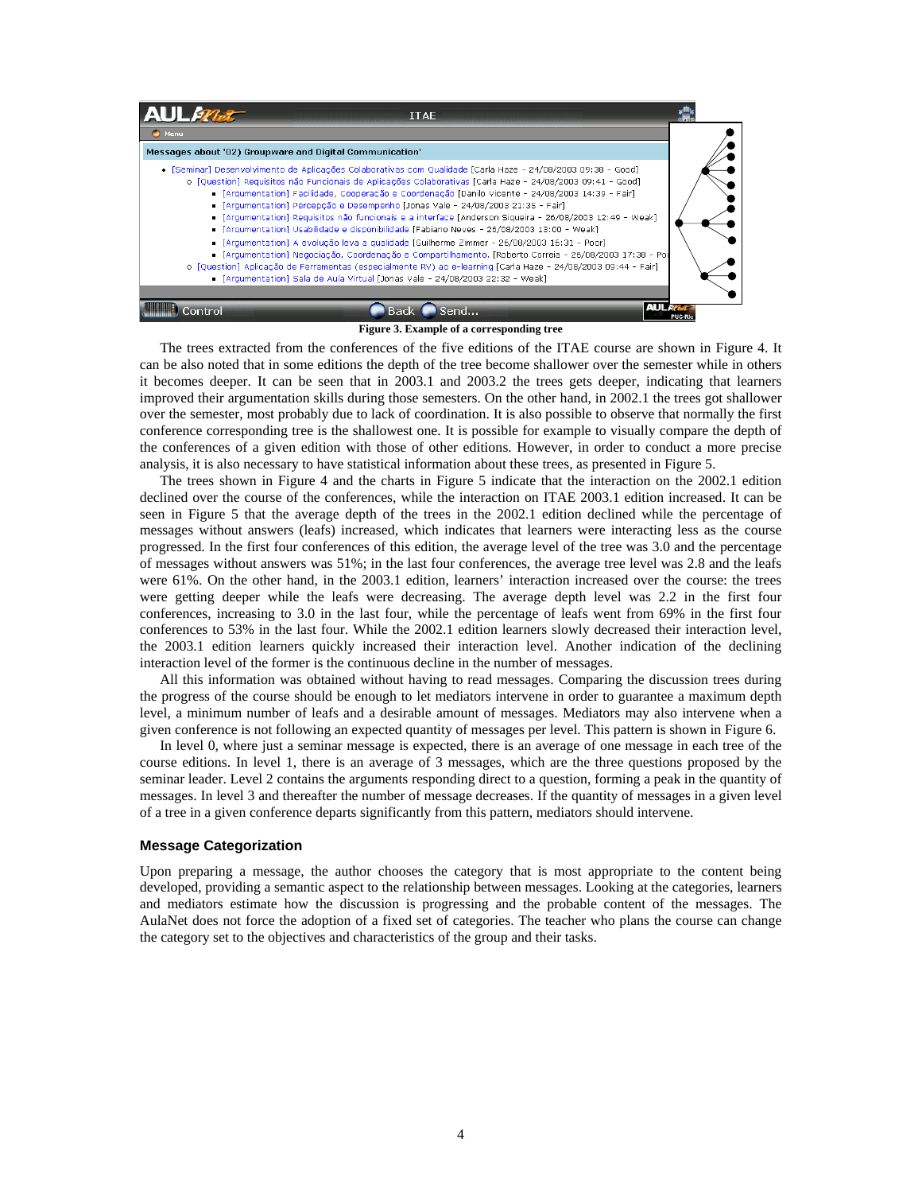Figure 3. Example of a corresponding tree

The trees extracted from the conferences of the five editions of the ITAE course are shown in Figure 4. It can be also noted that in some editions the depth of the tree become shallower over the semester while in others it becomes deeper. It can be seen that in 2003.1 and 2003.2 the trees gets deeper, indicating that learners improved their argumentation skills during those semesters. On the other hand, in 2002.1 the trees got shallower over the semester, most probably due to lack of coordination. It is also possible to observe that normally the first conference corresponding tree is the shallowest one. It is possible for example to visually compare the depth of the conferences of a given edition with those of other editions. However, in order to conduct a more precise analysis, it is also necessary to have statistical information about these trees, as presented in Figure 5.

The trees shown in Figure 4 and the charts in Figure 5 indicate that the interaction on the 2002.1 edition declined over the course of the conferences, while the interaction on ITAE 2003.1 edition increased. It can be seen in Figure 5 that the average depth of the trees in the 2002.1 edition declined while the percentage of messages without answers (leafs) increased, which indicates that learners were interacting less as the course progressed. In the first four conferences of this edition, the average level of the tree was 3.0 and the percentage of messages without answers was 51%; in the last four conferences, the average tree level was 2.8 and the leafs were 61%. On the other hand, in the 2003.1 edition, learners' interaction increased over the course: the trees were getting deeper while the leafs were decreasing. The average depth level was 2.2 in the first four conferences, increasing to 3.0 in the last four, while the percentage of leafs went from 69% in the first four conferences to 53% in the last four. While the 2002.1 edition learners slowly decreased their interaction level, the 2003.1 edition learners quickly increased their interaction level. Another indication of the declining interaction level of the former is the continuous decline in the number of messages.

All this information was obtained without having to read messages. Comparing the discussion trees during the progress of the course should be enough to let mediators intervene in order to guarantee a maximum depth level, a minimum number of leafs and a desirable amount of messages. Mediators may also intervene when a given conference is not following an expected quantity of messages per level. This pattern is shown in Figure 6.

In level 0, where just a seminar message is expected, there is an average of one message in each tree of the course editions. In level 1, there is an average of 3 messages, which are the three questions proposed by the seminar leader. Level 2 contains the arguments responding direct to a question, forming a peak in the quantity of messages. In level 3 and thereafter the number of message decreases. If the quantity of messages in a given level of a tree in a given conference departs significantly from this pattern, mediators should intervene.

### Message Categorization

Upon preparing a message, the author chooses the category that is most appropriate to the content being developed, providing a semantic aspect to the relationship between messages. Looking at the categories, learners and mediators estimate how the discussion is progressing and the probable content of the messages. The AulaNet does not force the adoption of a fixed set of categories. The teacher who plans the course can change the category set to the objectives and characteristics of the group and their tasks.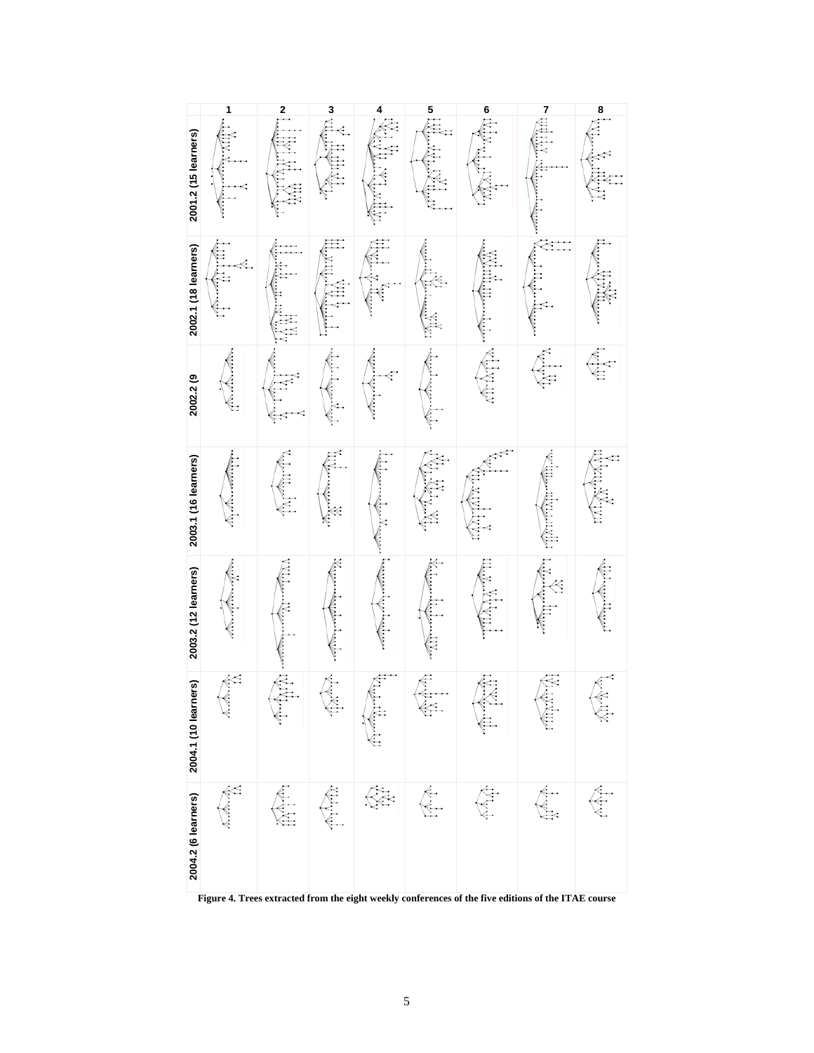Figure 4. Trees extracted from the eight weekly conferences of the five editions of the ITAE course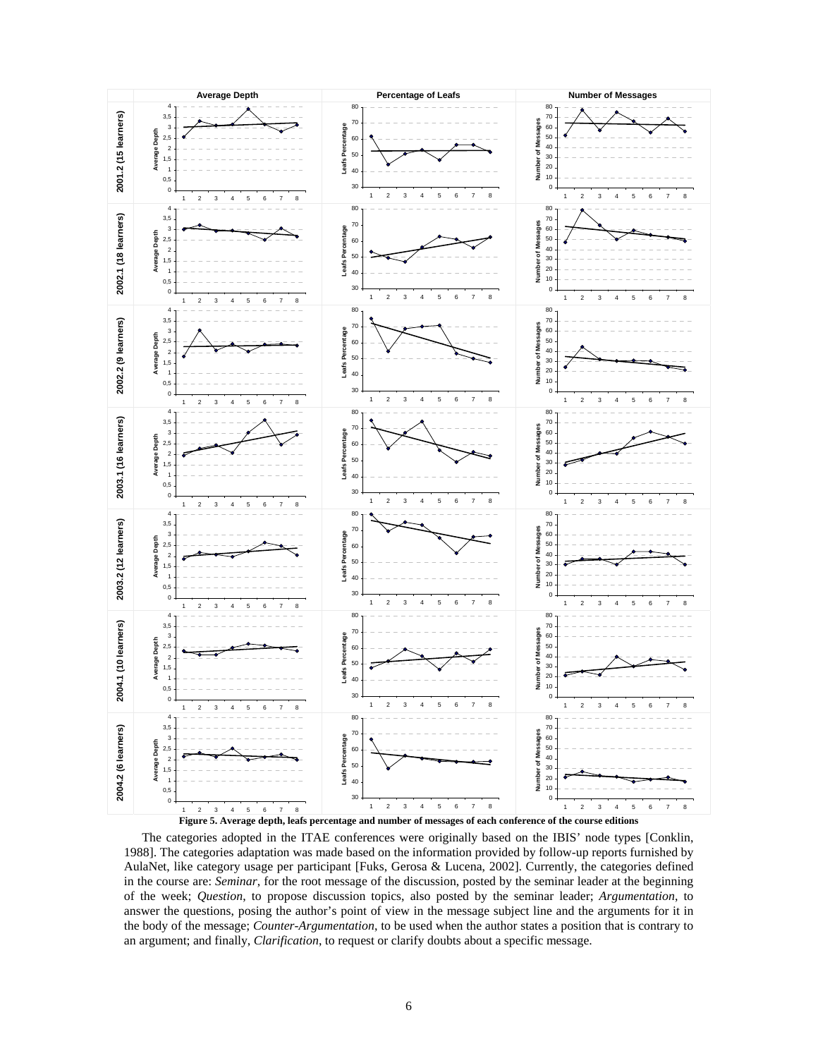**Figure 5. Average depth, leafs percentage and number of messages of each conference of the course editions**

The categories adopted in the ITAE conferences were originally based on the IBIS' node types [Conklin, 1988]. The categories adaptation was made based on the information provided by follow-up reports furnished by AulaNet, like category usage per participant [Fuks, Gerosa & Lucena, 2002]. Currently, the categories defined in the course are: *Seminar*, for the root message of the discussion, posted by the seminar leader at the beginning of the week; *Question*, to propose discussion topics, also posted by the seminar leader; *Argumentation*, to answer the questions, posing the author's point of view in the message subject line and the arguments for it in the body of the message; *Counter-Argumentation*, to be used when the author states a position that is contrary to an argument; and finally, *Clarification*, to request or clarify doubts about a specific message.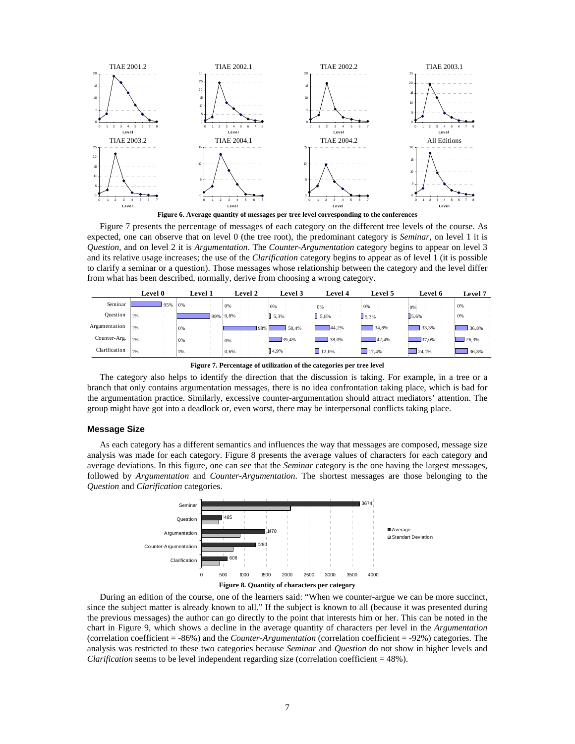Figure 6. Average quantity of messages per tree level corresponding to the conferences

Figure 7 presents the percentage of messages of each category on the different tree levels of the course. As expected, one can observe that on level 0 (the tree root), the predominant category is *Seminar*, on level 1 it is *Question*, and on level 2 it is *Argumentation*. The *Counter-Argumentation* category begins to appear on level 3 and its relative usage increases; the use of the *Clarification* category begins to appear as of level 1 (it is possible to clarify a seminar or a question). Those messages whose relationship between the category and the level differ from what has been described, normally, derive from choosing a wrong category.

| | Level 0 | Level 1 | Level 2 | Level 3 | Level 4 | Level 5 | Level 6 | Level 7 |
|---|---|---|---|---|---|---|---|---|
| Seminar | 95% | 0% | 0% | 0% | 0% | 0% | 0% | 0% |
| Question | 1% | 99% | 0,8% | 5,3% | 5,8% | 5,3% | 5,6% | 0% |
| Argumentation | 1% | 0% | 98% | 50,4% | 44,2% | 34,8% | 33,3% | 36,8% |
| Counter-Arg. | 1% | 0% | 0% | 39,4% | 38,0% | 42,4% | 37,0% | 26,3% |
| Clarification | 1% | 1% | 0,6% | 4,9% | 12,0% | 17,4% | 24,1% | 36,8% |

Figure 7. Percentage of utilization of the categories per tree level

The category also helps to identify the direction that the discussion is taking. For example, in a tree or a branch that only contains argumentation messages, there is no idea confrontation taking place, which is bad for the argumentation practice. Similarly, excessive counter-argumentation should attract mediators' attention. The group might have got into a deadlock or, even worst, there may be interpersonal conflicts taking place.

### Message Size

As each category has a different semantics and influences the way that messages are composed, message size analysis was made for each category. Figure 8 presents the average values of characters for each category and average deviations. In this figure, one can see that the *Seminar* category is the one having the largest messages, followed by *Argumentation* and *Counter-Argumentation*. The shortest messages are those belonging to the *Question* and *Clarification* categories.

Figure 8. Quantity of characters per category

During an edition of the course, one of the learners said: "When we counter-argue we can be more succinct, since the subject matter is already known to all." If the subject is known to all (because it was presented during the previous messages) the author can go directly to the point that interests him or her. This can be noted in the chart in Figure 9, which shows a decline in the average quantity of characters per level in the *Argumentation* (correlation coefficient = -86%) and the *Counter-Argumentation* (correlation coefficient = -92%) categories. The analysis was restricted to these two categories because *Seminar* and *Question* do not show in higher levels and *Clarification* seems to be level independent regarding size (correlation coefficient = 48%).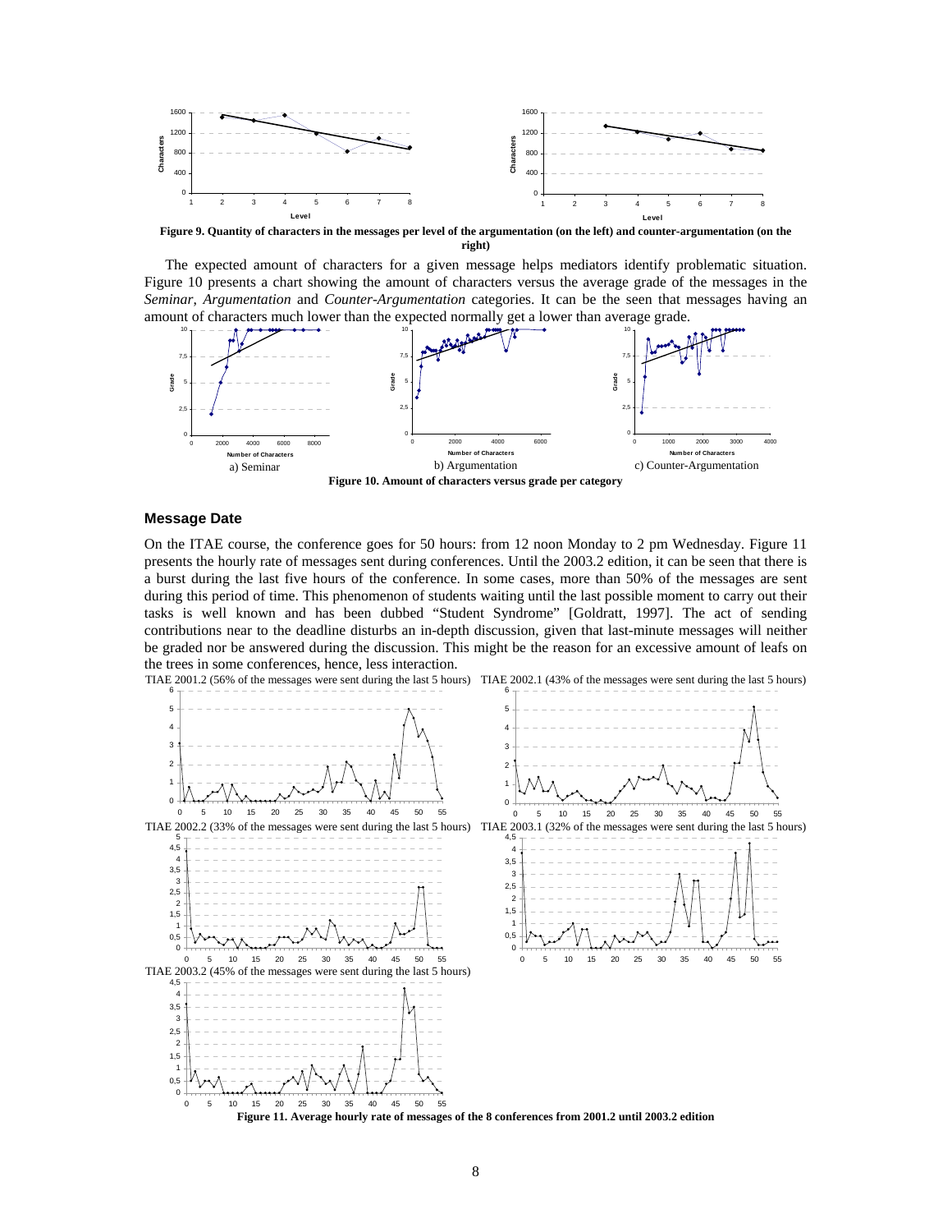**Figure 9. Quantity of characters in the messages per level of the argumentation (on the left) and counter-argumentation (on the right)**

The expected amount of characters for a given message helps mediators identify problematic situation. Figure 10 presents a chart showing the amount of characters versus the average grade of the messages in the *Seminar*, *Argumentation* and *Counter-Argumentation* categories. It can be the seen that messages having an amount of characters much lower than the expected normally get a lower than average grade.

a) Seminar b) Argumentation c) Counter-Argumentation

**Figure 10. Amount of characters versus grade per category**

### Message Date

On the ITAE course, the conference goes for 50 hours: from 12 noon Monday to 2 pm Wednesday. Figure 11 presents the hourly rate of messages sent during conferences. Until the 2003.2 edition, it can be seen that there is a burst during the last five hours of the conference. In some cases, more than 50% of the messages are sent during this period of time. This phenomenon of students waiting until the last possible moment to carry out their tasks is well known and has been dubbed "Student Syndrome" [Goldratt, 1997]. The act of sending contributions near to the deadline disturbs an in-depth discussion, given that last-minute messages will neither be graded nor be answered during the discussion. This might be the reason for an excessive amount of leafs on the trees in some conferences, hence, less interaction.

TIAE 2001.2 (56% of the messages were sent during the last 5 hours) TIAE 2002.1 (43% of the messages were sent during the last 5 hours)

TIAE 2002.2 (33% of the messages were sent during the last 5 hours) TIAE 2003.1 (32% of the messages were sent during the last 5 hours)

TIAE 2003.2 (45% of the messages were sent during the last 5 hours)

**Figure 11. Average hourly rate of messages of the 8 conferences from 2001.2 until 2003.2 edition**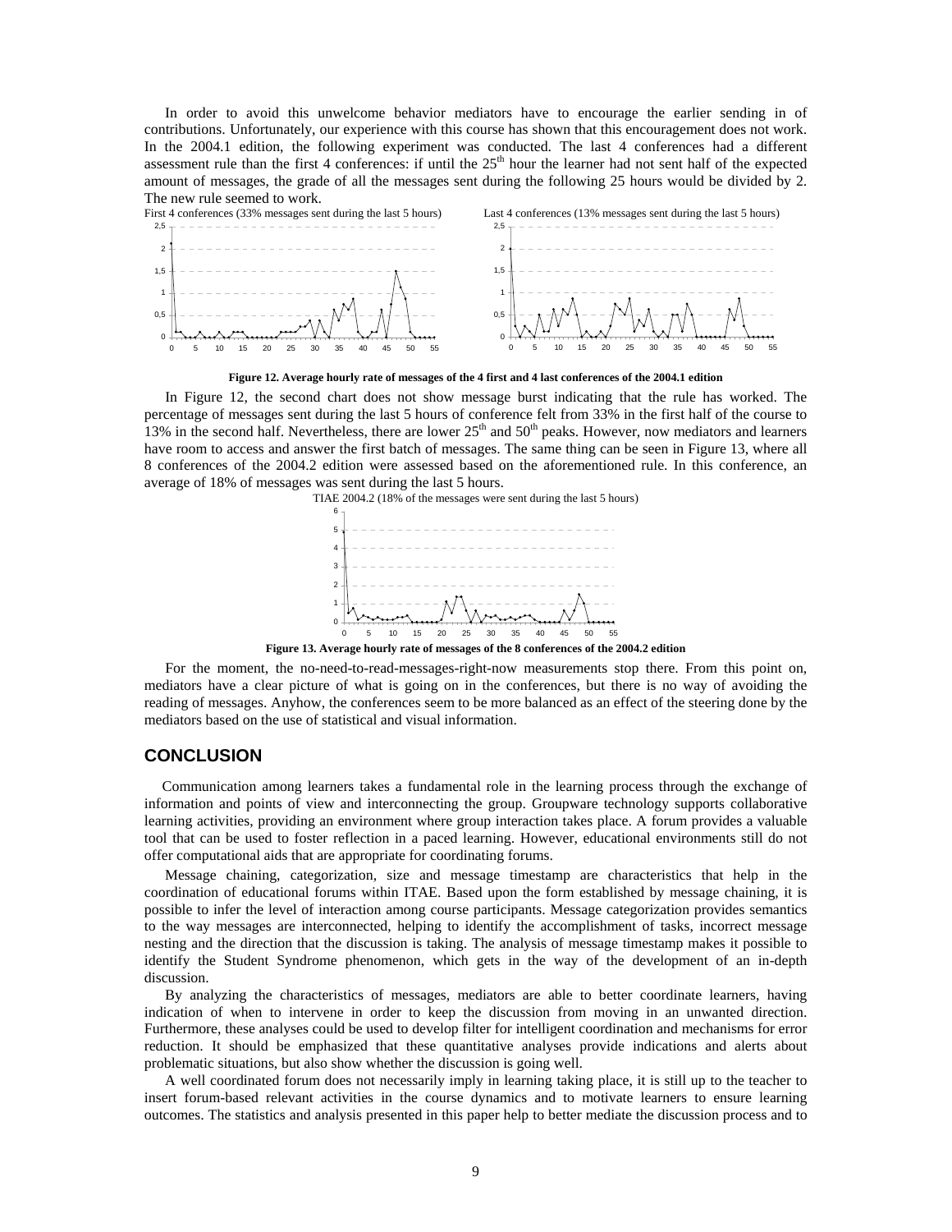In order to avoid this unwelcome behavior mediators have to encourage the earlier sending in of contributions. Unfortunately, our experience with this course has shown that this encouragement does not work. In the 2004.1 edition, the following experiment was conducted. The last 4 conferences had a different assessment rule than the first 4 conferences: if until the 25th hour the learner had not sent half of the expected amount of messages, the grade of all the messages sent during the following 25 hours would be divided by 2. The new rule seemed to work.

First 4 conferences (33% messages sent during the last 5 hours)

Last 4 conferences (13% messages sent during the last 5 hours)

**Figure 12. Average hourly rate of messages of the 4 first and 4 last conferences of the 2004.1 edition**

In Figure 12, the second chart does not show message burst indicating that the rule has worked. The percentage of messages sent during the last 5 hours of conference felt from 33% in the first half of the course to 13% in the second half. Nevertheless, there are lower 25th and 50th peaks. However, now mediators and learners have room to access and answer the first batch of messages. The same thing can be seen in Figure 13, where all 8 conferences of the 2004.2 edition were assessed based on the aforementioned rule. In this conference, an average of 18% of messages was sent during the last 5 hours.

TIAE 2004.2 (18% of the messages were sent during the last 5 hours)

**Figure 13. Average hourly rate of messages of the 8 conferences of the 2004.2 edition**

For the moment, the no-need-to-read-messages-right-now measurements stop there. From this point on, mediators have a clear picture of what is going on in the conferences, but there is no way of avoiding the reading of messages. Anyhow, the conferences seem to be more balanced as an effect of the steering done by the mediators based on the use of statistical and visual information.

## CONCLUSION

Communication among learners takes a fundamental role in the learning process through the exchange of information and points of view and interconnecting the group. Groupware technology supports collaborative learning activities, providing an environment where group interaction takes place. A forum provides a valuable tool that can be used to foster reflection in a paced learning. However, educational environments still do not offer computational aids that are appropriate for coordinating forums.

Message chaining, categorization, size and message timestamp are characteristics that help in the coordination of educational forums within ITAE. Based upon the form established by message chaining, it is possible to infer the level of interaction among course participants. Message categorization provides semantics to the way messages are interconnected, helping to identify the accomplishment of tasks, incorrect message nesting and the direction that the discussion is taking. The analysis of message timestamp makes it possible to identify the Student Syndrome phenomenon, which gets in the way of the development of an in-depth discussion.

By analyzing the characteristics of messages, mediators are able to better coordinate learners, having indication of when to intervene in order to keep the discussion from moving in an unwanted direction. Furthermore, these analyses could be used to develop filter for intelligent coordination and mechanisms for error reduction. It should be emphasized that these quantitative analyses provide indications and alerts about problematic situations, but also show whether the discussion is going well.

A well coordinated forum does not necessarily imply in learning taking place, it is still up to the teacher to insert forum-based relevant activities in the course dynamics and to motivate learners to ensure learning outcomes. The statistics and analysis presented in this paper help to better mediate the discussion process and to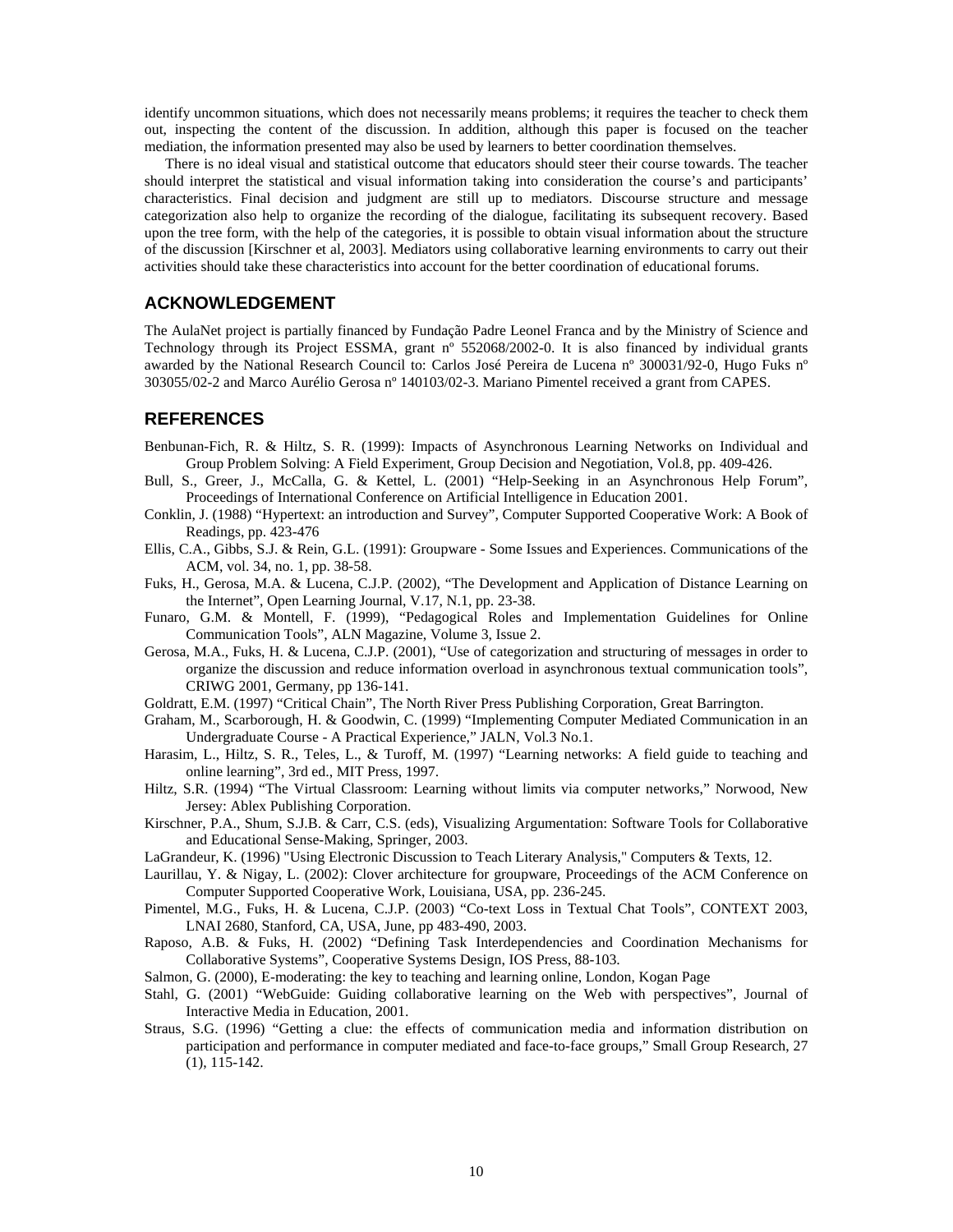identify uncommon situations, which does not necessarily means problems; it requires the teacher to check them out, inspecting the content of the discussion. In addition, although this paper is focused on the teacher mediation, the information presented may also be used by learners to better coordination themselves.

There is no ideal visual and statistical outcome that educators should steer their course towards. The teacher should interpret the statistical and visual information taking into consideration the course's and participants' characteristics. Final decision and judgment are still up to mediators. Discourse structure and message categorization also help to organize the recording of the dialogue, facilitating its subsequent recovery. Based upon the tree form, with the help of the categories, it is possible to obtain visual information about the structure of the discussion [Kirschner et al, 2003]. Mediators using collaborative learning environments to carry out their activities should take these characteristics into account for the better coordination of educational forums.

## ACKNOWLEDGEMENT

The AulaNet project is partially financed by Fundação Padre Leonel Franca and by the Ministry of Science and Technology through its Project ESSMA, grant nº 552068/2002-0. It is also financed by individual grants awarded by the National Research Council to: Carlos José Pereira de Lucena nº 300031/92-0, Hugo Fuks nº 303055/02-2 and Marco Aurélio Gerosa nº 140103/02-3. Mariano Pimentel received a grant from CAPES.

## REFERENCES

Benbunan-Fich, R. & Hiltz, S. R. (1999): Impacts of Asynchronous Learning Networks on Individual and Group Problem Solving: A Field Experiment, Group Decision and Negotiation, Vol.8, pp. 409-426.

Bull, S., Greer, J., McCalla, G. & Kettel, L. (2001) "Help-Seeking in an Asynchronous Help Forum", Proceedings of International Conference on Artificial Intelligence in Education 2001.

Conklin, J. (1988) "Hypertext: an introduction and Survey", Computer Supported Cooperative Work: A Book of Readings, pp. 423-476

Ellis, C.A., Gibbs, S.J. & Rein, G.L. (1991): Groupware - Some Issues and Experiences. Communications of the ACM, vol. 34, no. 1, pp. 38-58.

Fuks, H., Gerosa, M.A. & Lucena, C.J.P. (2002), "The Development and Application of Distance Learning on the Internet", Open Learning Journal, V.17, N.1, pp. 23-38.

Funaro, G.M. & Montell, F. (1999), "Pedagogical Roles and Implementation Guidelines for Online Communication Tools", ALN Magazine, Volume 3, Issue 2.

Gerosa, M.A., Fuks, H. & Lucena, C.J.P. (2001), "Use of categorization and structuring of messages in order to organize the discussion and reduce information overload in asynchronous textual communication tools", CRIWG 2001, Germany, pp 136-141.

Goldratt, E.M. (1997) "Critical Chain", The North River Press Publishing Corporation, Great Barrington.

Graham, M., Scarborough, H. & Goodwin, C. (1999) "Implementing Computer Mediated Communication in an Undergraduate Course - A Practical Experience," JALN, Vol.3 No.1.

Harasim, L., Hiltz, S. R., Teles, L., & Turoff, M. (1997) "Learning networks: A field guide to teaching and online learning", 3rd ed., MIT Press, 1997.

Hiltz, S.R. (1994) "The Virtual Classroom: Learning without limits via computer networks," Norwood, New Jersey: Ablex Publishing Corporation.

Kirschner, P.A., Shum, S.J.B. & Carr, C.S. (eds), Visualizing Argumentation: Software Tools for Collaborative and Educational Sense-Making, Springer, 2003.

LaGrandeur, K. (1996) "Using Electronic Discussion to Teach Literary Analysis," Computers & Texts, 12.

Laurillau, Y. & Nigay, L. (2002): Clover architecture for groupware, Proceedings of the ACM Conference on Computer Supported Cooperative Work, Louisiana, USA, pp. 236-245.

Pimentel, M.G., Fuks, H. & Lucena, C.J.P. (2003) "Co-text Loss in Textual Chat Tools", CONTEXT 2003, LNAI 2680, Stanford, CA, USA, June, pp 483-490, 2003.

Raposo, A.B. & Fuks, H. (2002) "Defining Task Interdependencies and Coordination Mechanisms for Collaborative Systems", Cooperative Systems Design, IOS Press, 88-103.

Salmon, G. (2000), E-moderating: the key to teaching and learning online, London, Kogan Page

Stahl, G. (2001) "WebGuide: Guiding collaborative learning on the Web with perspectives", Journal of Interactive Media in Education, 2001.

Straus, S.G. (1996) "Getting a clue: the effects of communication media and information distribution on participation and performance in computer mediated and face-to-face groups," Small Group Research, 27 (1), 115-142.